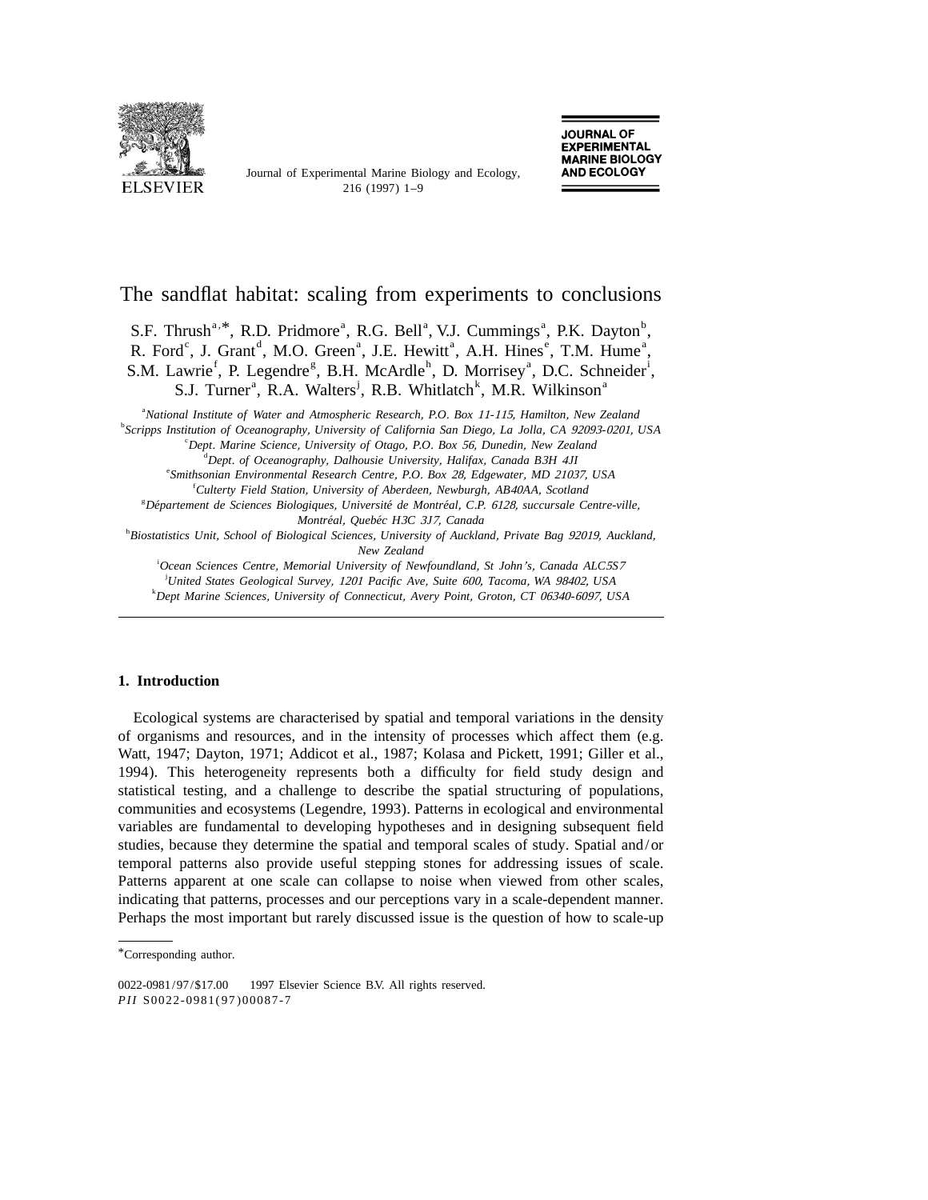# The sandflat habitat: scaling from experiments to conclusions

S.F. Thrush[a,*], R.D. Pridmore[a], R.G. Bell[a], V.J. Cummings[a], P.K. Dayton[b], R. Ford[c], J. Grant[d], M.O. Green[a], J.E. Hewitt[a], A.H. Hines[e], T.M. Hume[a], S.M. Lawrie[f], P. Legendre[g], B.H. McArdle[h], D. Morrisey[a], D.C. Schneider[i], S.J. Turner[a], R.A. Walters[j], R.B. Whitlatch[k], M.R. Wilkinson[a]

[a] *National Institute of Water and Atmospheric Research, P.O. Box 11-115, Hamilton, New Zealand*
[b] *Scripps Institution of Oceanography, University of California San Diego, La Jolla, CA 92093-0201, USA*
[c] *Dept. Marine Science, University of Otago, P.O. Box 56, Dunedin, New Zealand*
[d] *Dept. of Oceanography, Dalhousie University, Halifax, Canada B3H 4JI*
[e] *Smithsonian Environmental Research Centre, P.O. Box 28, Edgewater, MD 21037, USA*
[f] *Culterty Field Station, University of Aberdeen, Newburgh, AB40AA, Scotland*
[g] *Département de Sciences Biologiques, Université de Montréal, C.P. 6128, succursale Centre-ville, Montréal, Quebéc H3C 3J7, Canada*
[h] *Biostatistics Unit, School of Biological Sciences, University of Auckland, Private Bag 92019, Auckland, New Zealand*
[i] *Ocean Sciences Centre, Memorial University of Newfoundland, St John's, Canada ALC5S7*
[j] *United States Geological Survey, 1201 Pacific Ave, Suite 600, Tacoma, WA 98402, USA*
[k] *Dept Marine Sciences, University of Connecticut, Avery Point, Groton, CT 06340-6097, USA*

## 1. Introduction

Ecological systems are characterised by spatial and temporal variations in the density of organisms and resources, and in the intensity of processes which affect them (e.g. Watt, 1947; Dayton, 1971; Addicot et al., 1987; Kolasa and Pickett, 1991; Giller et al., 1994). This heterogeneity represents both a difficulty for field study design and statistical testing, and a challenge to describe the spatial structuring of populations, communities and ecosystems (Legendre, 1993). Patterns in ecological and environmental variables are fundamental to developing hypotheses and in designing subsequent field studies, because they determine the spatial and temporal scales of study. Spatial and/or temporal patterns also provide useful stepping stones for addressing issues of scale. Patterns apparent at one scale can collapse to noise when viewed from other scales, indicating that patterns, processes and our perceptions vary in a scale-dependent manner. Perhaps the most important but rarely discussed issue is the question of how to scale-up

*Corresponding author.

0022-0981/97/$17.00 1997 Elsevier Science B.V. All rights reserved.
*PII* S0022-0981(97)00087-7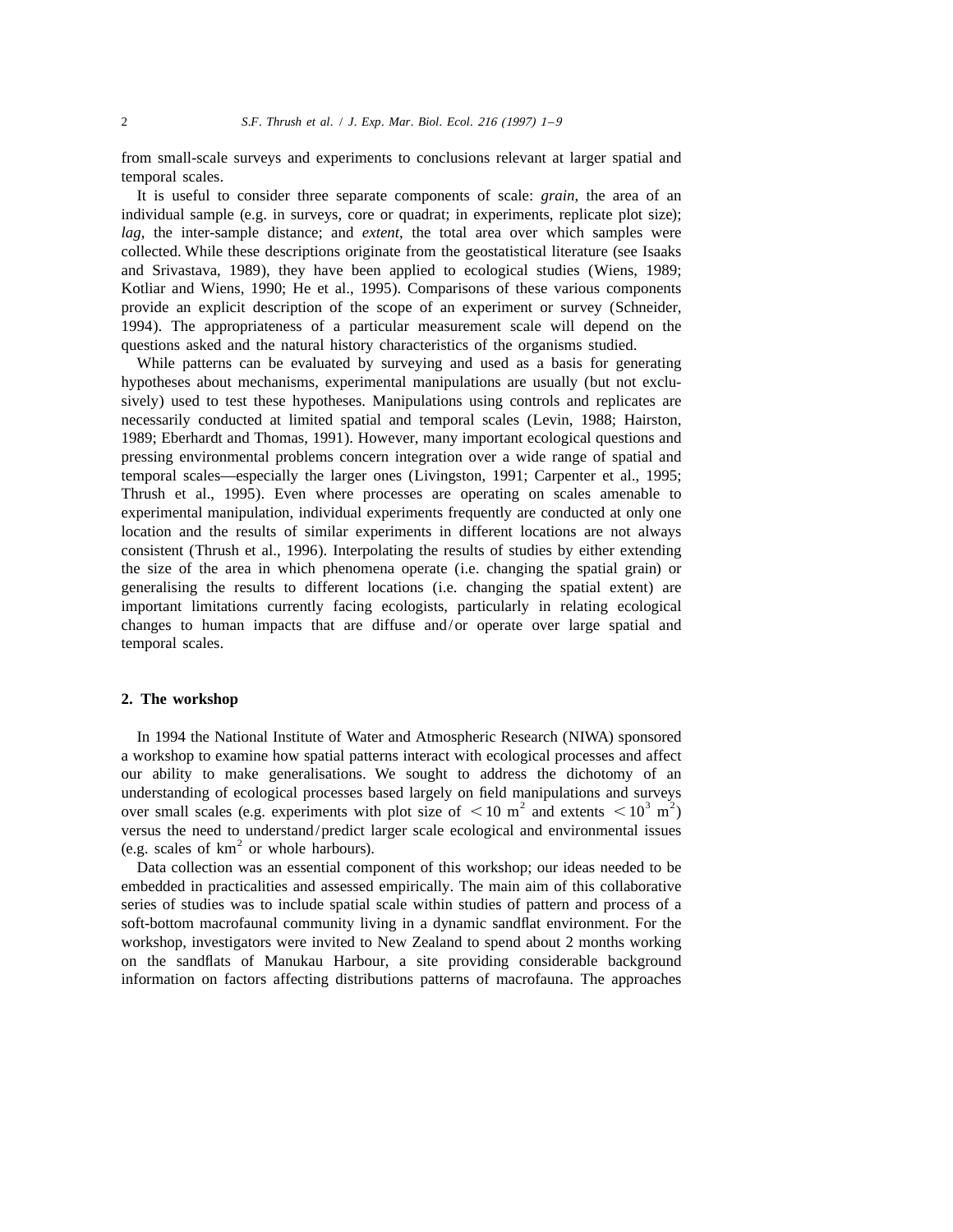from small-scale surveys and experiments to conclusions relevant at larger spatial and temporal scales.

It is useful to consider three separate components of scale: *grain*, the area of an individual sample (e.g. in surveys, core or quadrat; in experiments, replicate plot size); *lag*, the inter-sample distance; and *extent*, the total area over which samples were collected. While these descriptions originate from the geostatistical literature (see Isaaks and Srivastava, 1989), they have been applied to ecological studies (Wiens, 1989; Kotliar and Wiens, 1990; He et al., 1995). Comparisons of these various components provide an explicit description of the scope of an experiment or survey (Schneider, 1994). The appropriateness of a particular measurement scale will depend on the questions asked and the natural history characteristics of the organisms studied.

While patterns can be evaluated by surveying and used as a basis for generating hypotheses about mechanisms, experimental manipulations are usually (but not exclusively) used to test these hypotheses. Manipulations using controls and replicates are necessarily conducted at limited spatial and temporal scales (Levin, 1988; Hairston, 1989; Eberhardt and Thomas, 1991). However, many important ecological questions and pressing environmental problems concern integration over a wide range of spatial and temporal scales—especially the larger ones (Livingston, 1991; Carpenter et al., 1995; Thrush et al., 1995). Even where processes are operating on scales amenable to experimental manipulation, individual experiments frequently are conducted at only one location and the results of similar experiments in different locations are not always consistent (Thrush et al., 1996). Interpolating the results of studies by either extending the size of the area in which phenomena operate (i.e. changing the spatial grain) or generalising the results to different locations (i.e. changing the spatial extent) are important limitations currently facing ecologists, particularly in relating ecological changes to human impacts that are diffuse and/or operate over large spatial and temporal scales.

## 2. The workshop

In 1994 the National Institute of Water and Atmospheric Research (NIWA) sponsored a workshop to examine how spatial patterns interact with ecological processes and affect our ability to make generalisations. We sought to address the dichotomy of an understanding of ecological processes based largely on field manipulations and surveys over small scales (e.g. experiments with plot size of $<10$ m$^2$ and extents $<10^3$ m$^2$) versus the need to understand/predict larger scale ecological and environmental issues (e.g. scales of km$^2$ or whole harbours).

Data collection was an essential component of this workshop; our ideas needed to be embedded in practicalities and assessed empirically. The main aim of this collaborative series of studies was to include spatial scale within studies of pattern and process of a soft-bottom macrofaunal community living in a dynamic sandflat environment. For the workshop, investigators were invited to New Zealand to spend about 2 months working on the sandflats of Manukau Harbour, a site providing considerable background information on factors affecting distributions patterns of macrofauna. The approaches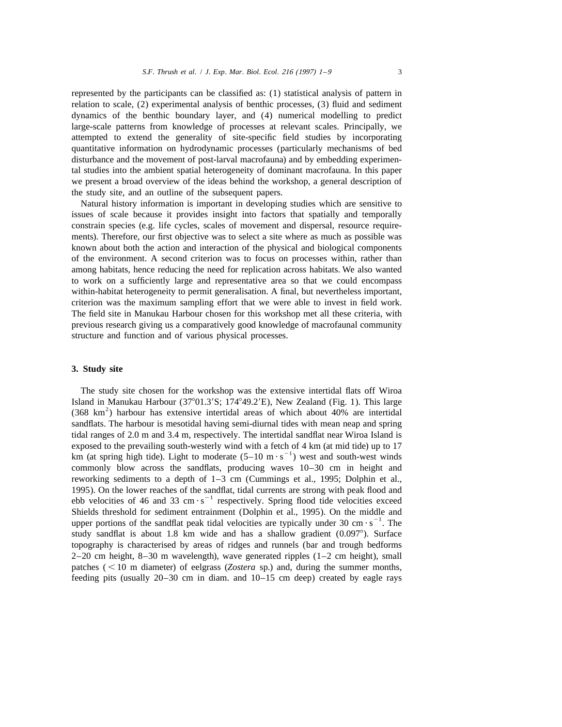represented by the participants can be classified as: (1) statistical analysis of pattern in relation to scale, (2) experimental analysis of benthic processes, (3) fluid and sediment dynamics of the benthic boundary layer, and (4) numerical modelling to predict large-scale patterns from knowledge of processes at relevant scales. Principally, we attempted to extend the generality of site-specific field studies by incorporating quantitative information on hydrodynamic processes (particularly mechanisms of bed disturbance and the movement of post-larval macrofauna) and by embedding experimental studies into the ambient spatial heterogeneity of dominant macrofauna. In this paper we present a broad overview of the ideas behind the workshop, a general description of the study site, and an outline of the subsequent papers.

Natural history information is important in developing studies which are sensitive to issues of scale because it provides insight into factors that spatially and temporally constrain species (e.g. life cycles, scales of movement and dispersal, resource requirements). Therefore, our first objective was to select a site where as much as possible was known about both the action and interaction of the physical and biological components of the environment. A second criterion was to focus on processes within, rather than among habitats, hence reducing the need for replication across habitats. We also wanted to work on a sufficiently large and representative area so that we could encompass within-habitat heterogeneity to permit generalisation. A final, but nevertheless important, criterion was the maximum sampling effort that we were able to invest in field work. The field site in Manukau Harbour chosen for this workshop met all these criteria, with previous research giving us a comparatively good knowledge of macrofaunal community structure and function and of various physical processes.

## 3. Study site

The study site chosen for the workshop was the extensive intertidal flats off Wiroa Island in Manukau Harbour (37°01.3′S; 174°49.2′E), New Zealand (Fig. 1). This large (368 $\text{km}^2$) harbour has extensive intertidal areas of which about 40% are intertidal sandflats. The harbour is mesotidal having semi-diurnal tides with mean neap and spring tidal ranges of 2.0 m and 3.4 m, respectively. The intertidal sandflat near Wiroa Island is exposed to the prevailing south-westerly wind with a fetch of 4 km (at mid tide) up to 17 km (at spring high tide). Light to moderate (5–10 $\text{m} \cdot \text{s}^{-1}$) west and south-west winds commonly blow across the sandflats, producing waves 10–30 cm in height and reworking sediments to a depth of 1–3 cm (Cummings et al., 1995; Dolphin et al., 1995). On the lower reaches of the sandflat, tidal currents are strong with peak flood and ebb velocities of 46 and 33 $\text{cm} \cdot \text{s}^{-1}$ respectively. Spring flood tide velocities exceed Shields threshold for sediment entrainment (Dolphin et al., 1995). On the middle and upper portions of the sandflat peak tidal velocities are typically under 30 $\text{cm} \cdot \text{s}^{-1}$. The study sandflat is about 1.8 km wide and has a shallow gradient (0.097°). Surface topography is characterised by areas of ridges and runnels (bar and trough bedforms 2–20 cm height, 8–30 m wavelength), wave generated ripples (1–2 cm height), small patches (< 10 m diameter) of eelgrass (*Zostera* sp.) and, during the summer months, feeding pits (usually 20–30 cm in diam. and 10–15 cm deep) created by eagle rays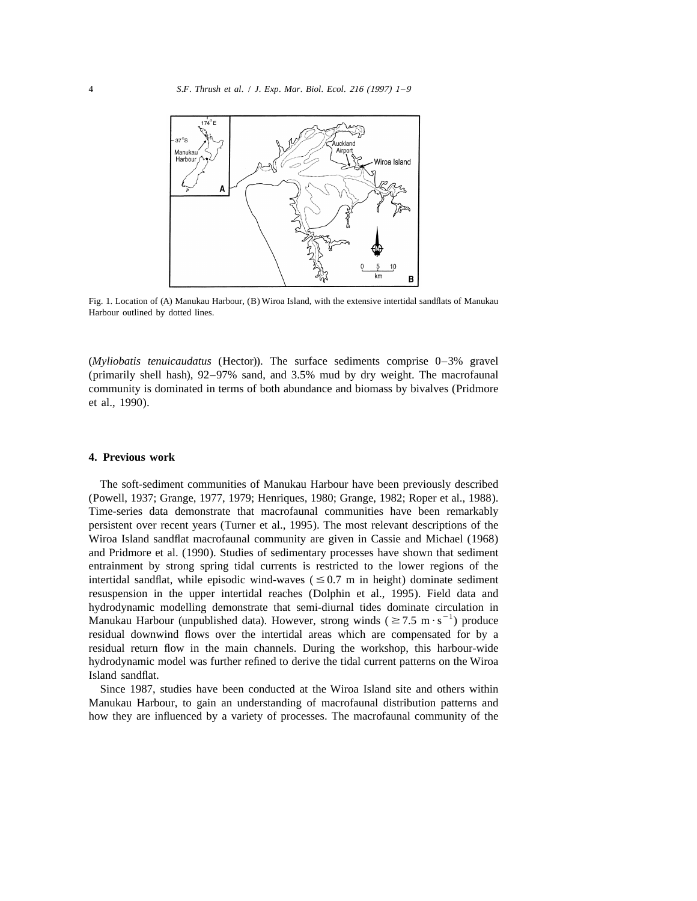Fig. 1. Location of (A) Manukau Harbour, (B) Wiroa Island, with the extensive intertidal sandflats of Manukau Harbour outlined by dotted lines.

(*Myliobatis tenuicaudatus* (Hector)). The surface sediments comprise 0–3% gravel (primarily shell hash), 92–97% sand, and 3.5% mud by dry weight. The macrofaunal community is dominated in terms of both abundance and biomass by bivalves (Pridmore et al., 1990).

## 4. Previous work

The soft-sediment communities of Manukau Harbour have been previously described (Powell, 1937; Grange, 1977, 1979; Henriques, 1980; Grange, 1982; Roper et al., 1988). Time-series data demonstrate that macrofaunal communities have been remarkably persistent over recent years (Turner et al., 1995). The most relevant descriptions of the Wiroa Island sandflat macrofaunal community are given in Cassie and Michael (1968) and Pridmore et al. (1990). Studies of sedimentary processes have shown that sediment entrainment by strong spring tidal currents is restricted to the lower regions of the intertidal sandflat, while episodic wind-waves ($\leq 0.7$ m in height) dominate sediment resuspension in the upper intertidal reaches (Dolphin et al., 1995). Field data and hydrodynamic modelling demonstrate that semi-diurnal tides dominate circulation in Manukau Harbour (unpublished data). However, strong winds ($\geq 7.5$ m $\cdot$ s$^{-1}$) produce residual downwind flows over the intertidal areas which are compensated for by a residual return flow in the main channels. During the workshop, this harbour-wide hydrodynamic model was further refined to derive the tidal current patterns on the Wiroa Island sandflat.

Since 1987, studies have been conducted at the Wiroa Island site and others within Manukau Harbour, to gain an understanding of macrofaunal distribution patterns and how they are influenced by a variety of processes. The macrofaunal community of the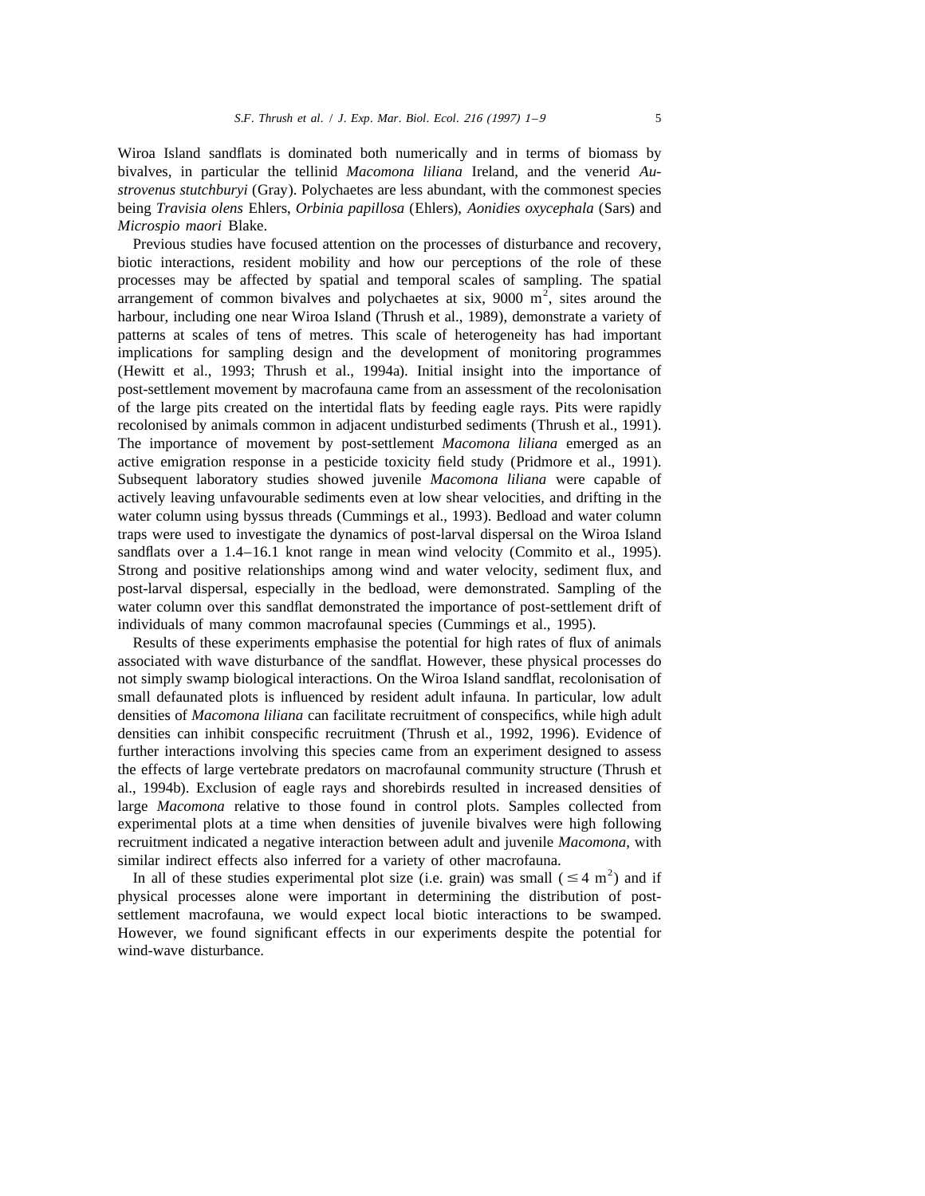Wiroa Island sandflats is dominated both numerically and in terms of biomass by bivalves, in particular the tellinid *Macomona liliana* Ireland, and the venerid *Austrovenus stutchburyi* (Gray). Polychaetes are less abundant, with the commonest species being *Travisia olens* Ehlers, *Orbinia papillosa* (Ehlers), *Aonidies oxycephala* (Sars) and *Microspio maori* Blake.

Previous studies have focused attention on the processes of disturbance and recovery, biotic interactions, resident mobility and how our perceptions of the role of these processes may be affected by spatial and temporal scales of sampling. The spatial arrangement of common bivalves and polychaetes at six, 9000 $m^2$, sites around the harbour, including one near Wiroa Island (Thrush et al., 1989), demonstrate a variety of patterns at scales of tens of metres. This scale of heterogeneity has had important implications for sampling design and the development of monitoring programmes (Hewitt et al., 1993; Thrush et al., 1994a). Initial insight into the importance of post-settlement movement by macrofauna came from an assessment of the recolonisation of the large pits created on the intertidal flats by feeding eagle rays. Pits were rapidly recolonised by animals common in adjacent undisturbed sediments (Thrush et al., 1991). The importance of movement by post-settlement *Macomona liliana* emerged as an active emigration response in a pesticide toxicity field study (Pridmore et al., 1991). Subsequent laboratory studies showed juvenile *Macomona liliana* were capable of actively leaving unfavourable sediments even at low shear velocities, and drifting in the water column using byssus threads (Cummings et al., 1993). Bedload and water column traps were used to investigate the dynamics of post-larval dispersal on the Wiroa Island sandflats over a 1.4–16.1 knot range in mean wind velocity (Commito et al., 1995). Strong and positive relationships among wind and water velocity, sediment flux, and post-larval dispersal, especially in the bedload, were demonstrated. Sampling of the water column over this sandflat demonstrated the importance of post-settlement drift of individuals of many common macrofaunal species (Cummings et al., 1995).

Results of these experiments emphasise the potential for high rates of flux of animals associated with wave disturbance of the sandflat. However, these physical processes do not simply swamp biological interactions. On the Wiroa Island sandflat, recolonisation of small defaunated plots is influenced by resident adult infauna. In particular, low adult densities of *Macomona liliana* can facilitate recruitment of conspecifics, while high adult densities can inhibit conspecific recruitment (Thrush et al., 1992, 1996). Evidence of further interactions involving this species came from an experiment designed to assess the effects of large vertebrate predators on macrofaunal community structure (Thrush et al., 1994b). Exclusion of eagle rays and shorebirds resulted in increased densities of large *Macomona* relative to those found in control plots. Samples collected from experimental plots at a time when densities of juvenile bivalves were high following recruitment indicated a negative interaction between adult and juvenile *Macomona*, with similar indirect effects also inferred for a variety of other macrofauna.

In all of these studies experimental plot size (i.e. grain) was small ($\leq 4$ $m^2$) and if physical processes alone were important in determining the distribution of post-settlement macrofauna, we would expect local biotic interactions to be swamped. However, we found significant effects in our experiments despite the potential for wind-wave disturbance.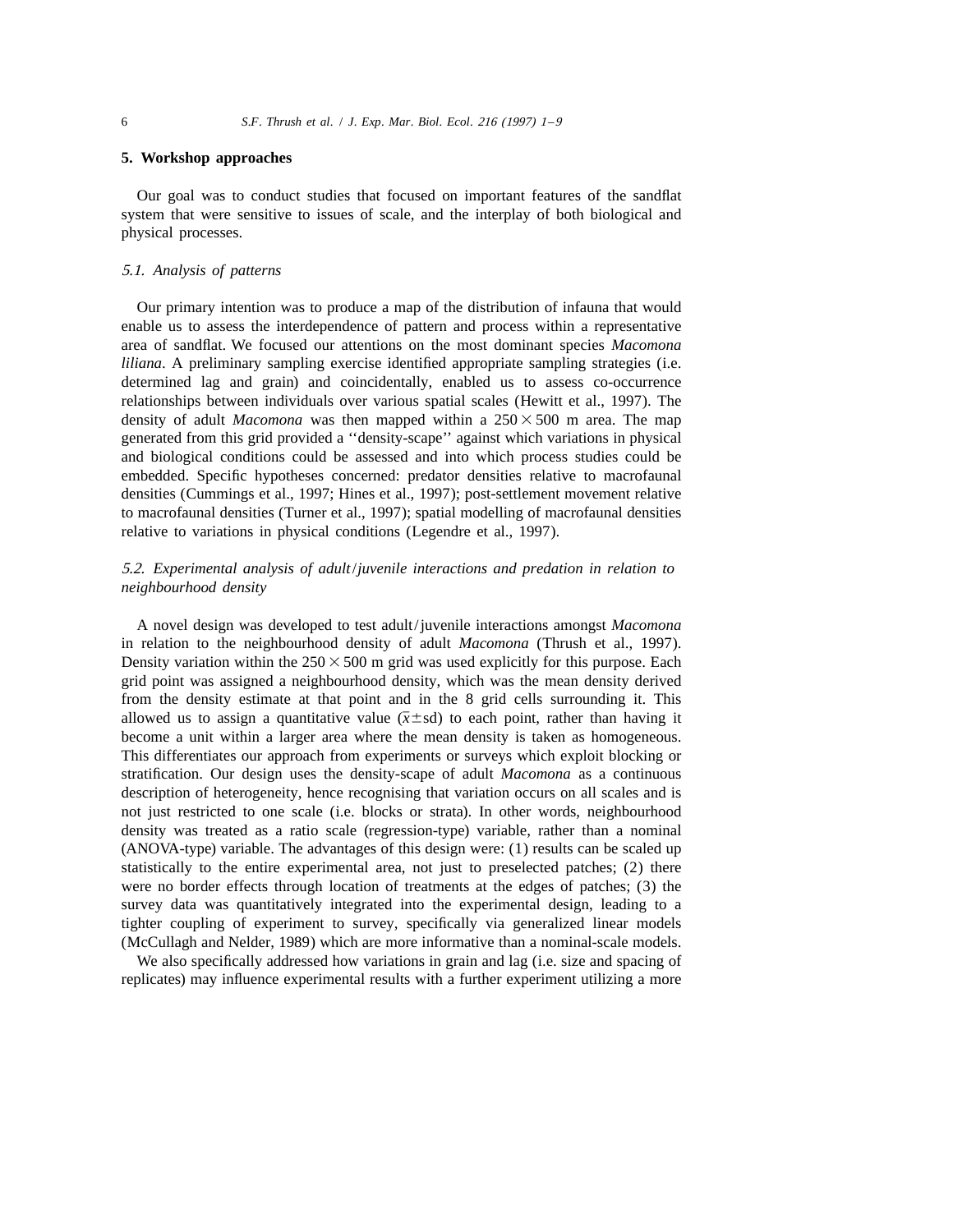## 5. Workshop approaches

Our goal was to conduct studies that focused on important features of the sandflat system that were sensitive to issues of scale, and the interplay of both biological and physical processes.

### *5.1. Analysis of patterns*

Our primary intention was to produce a map of the distribution of infauna that would enable us to assess the interdependence of pattern and process within a representative area of sandflat. We focused our attentions on the most dominant species *Macomona liliana*. A preliminary sampling exercise identified appropriate sampling strategies (i.e. determined lag and grain) and coincidentally, enabled us to assess co-occurrence relationships between individuals over various spatial scales (Hewitt et al., 1997). The density of adult *Macomona* was then mapped within a $250 \times 500$ m area. The map generated from this grid provided a ''density-scape'' against which variations in physical and biological conditions could be assessed and into which process studies could be embedded. Specific hypotheses concerned: predator densities relative to macrofaunal densities (Cummings et al., 1997; Hines et al., 1997); post-settlement movement relative to macrofaunal densities (Turner et al., 1997); spatial modelling of macrofaunal densities relative to variations in physical conditions (Legendre et al., 1997).

### *5.2. Experimental analysis of adult/juvenile interactions and predation in relation to neighbourhood density*

A novel design was developed to test adult/juvenile interactions amongst *Macomona* in relation to the neighbourhood density of adult *Macomona* (Thrush et al., 1997). Density variation within the $250 \times 500$ m grid was used explicitly for this purpose. Each grid point was assigned a neighbourhood density, which was the mean density derived from the density estimate at that point and in the 8 grid cells surrounding it. This allowed us to assign a quantitative value ($\bar{x} \pm$sd) to each point, rather than having it become a unit within a larger area where the mean density is taken as homogeneous. This differentiates our approach from experiments or surveys which exploit blocking or stratification. Our design uses the density-scape of adult *Macomona* as a continuous description of heterogeneity, hence recognising that variation occurs on all scales and is not just restricted to one scale (i.e. blocks or strata). In other words, neighbourhood density was treated as a ratio scale (regression-type) variable, rather than a nominal (ANOVA-type) variable. The advantages of this design were: (1) results can be scaled up statistically to the entire experimental area, not just to preselected patches; (2) there were no border effects through location of treatments at the edges of patches; (3) the survey data was quantitatively integrated into the experimental design, leading to a tighter coupling of experiment to survey, specifically via generalized linear models (McCullagh and Nelder, 1989) which are more informative than a nominal-scale models.

We also specifically addressed how variations in grain and lag (i.e. size and spacing of replicates) may influence experimental results with a further experiment utilizing a more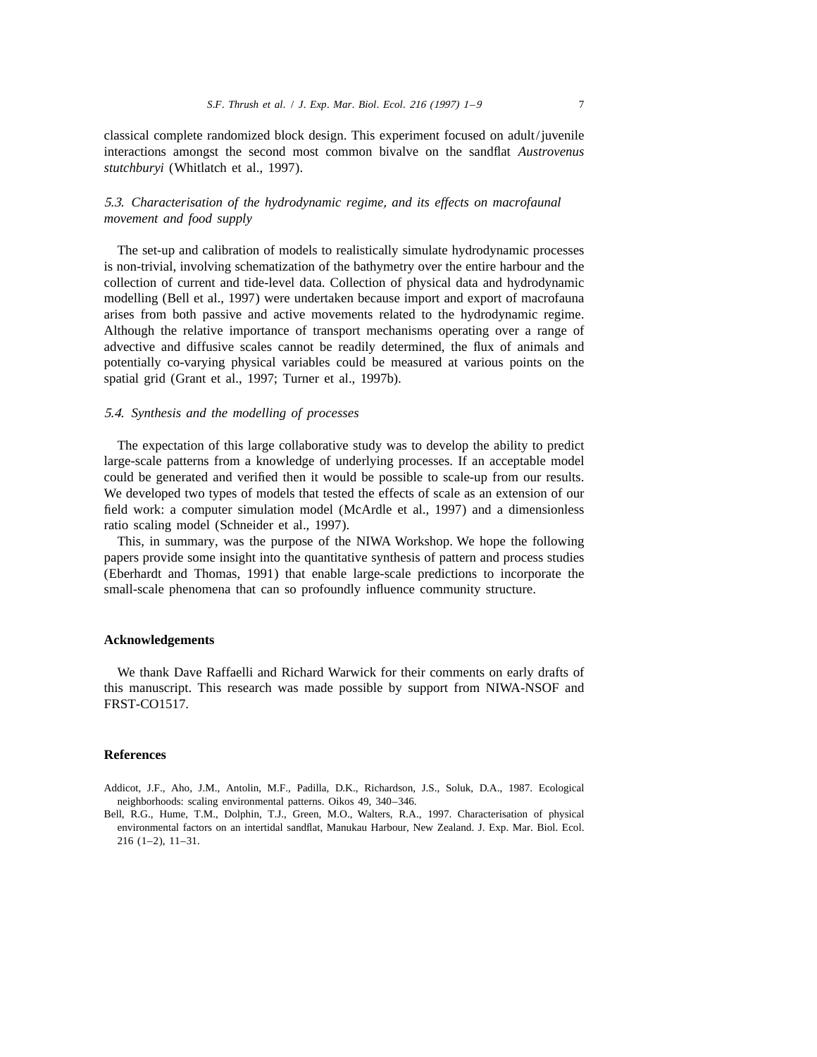classical complete randomized block design. This experiment focused on adult/juvenile interactions amongst the second most common bivalve on the sandflat *Austrovenus stutchburyi* (Whitlatch et al., 1997).

### *5.3. Characterisation of the hydrodynamic regime, and its effects on macrofaunal movement and food supply*

The set-up and calibration of models to realistically simulate hydrodynamic processes is non-trivial, involving schematization of the bathymetry over the entire harbour and the collection of current and tide-level data. Collection of physical data and hydrodynamic modelling (Bell et al., 1997) were undertaken because import and export of macrofauna arises from both passive and active movements related to the hydrodynamic regime. Although the relative importance of transport mechanisms operating over a range of advective and diffusive scales cannot be readily determined, the flux of animals and potentially co-varying physical variables could be measured at various points on the spatial grid (Grant et al., 1997; Turner et al., 1997b).

### *5.4. Synthesis and the modelling of processes*

The expectation of this large collaborative study was to develop the ability to predict large-scale patterns from a knowledge of underlying processes. If an acceptable model could be generated and verified then it would be possible to scale-up from our results. We developed two types of models that tested the effects of scale as an extension of our field work: a computer simulation model (McArdle et al., 1997) and a dimensionless ratio scaling model (Schneider et al., 1997).

This, in summary, was the purpose of the NIWA Workshop. We hope the following papers provide some insight into the quantitative synthesis of pattern and process studies (Eberhardt and Thomas, 1991) that enable large-scale predictions to incorporate the small-scale phenomena that can so profoundly influence community structure.

## Acknowledgements

We thank Dave Raffaelli and Richard Warwick for their comments on early drafts of this manuscript. This research was made possible by support from NIWA-NSOF and FRST-CO1517.

## References

Addicot, J.F., Aho, J.M., Antolin, M.F., Padilla, D.K., Richardson, J.S., Soluk, D.A., 1987. Ecological neighborhoods: scaling environmental patterns. Oikos 49, 340–346.

Bell, R.G., Hume, T.M., Dolphin, T.J., Green, M.O., Walters, R.A., 1997. Characterisation of physical environmental factors on an intertidal sandflat, Manukau Harbour, New Zealand. J. Exp. Mar. Biol. Ecol. 216 (1–2), 11–31.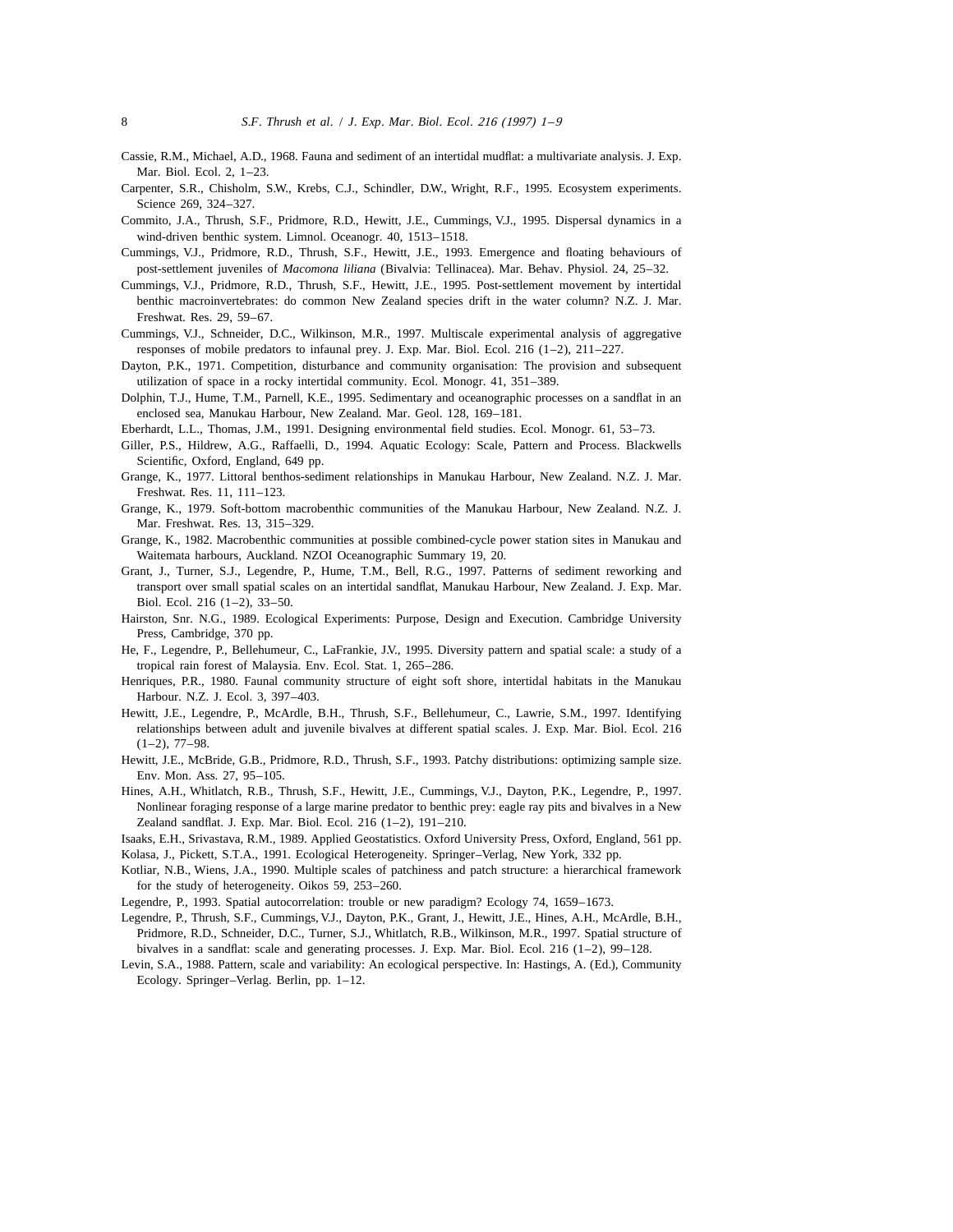Cassie, R.M., Michael, A.D., 1968. Fauna and sediment of an intertidal mudflat: a multivariate analysis. J. Exp. Mar. Biol. Ecol. 2, 1–23.

Carpenter, S.R., Chisholm, S.W., Krebs, C.J., Schindler, D.W., Wright, R.F., 1995. Ecosystem experiments. Science 269, 324–327.

Commito, J.A., Thrush, S.F., Pridmore, R.D., Hewitt, J.E., Cummings, V.J., 1995. Dispersal dynamics in a wind-driven benthic system. Limnol. Oceanogr. 40, 1513–1518.

Cummings, V.J., Pridmore, R.D., Thrush, S.F., Hewitt, J.E., 1993. Emergence and floating behaviours of post-settlement juveniles of *Macomona liliana* (Bivalvia: Tellinacea). Mar. Behav. Physiol. 24, 25–32.

Cummings, V.J., Pridmore, R.D., Thrush, S.F., Hewitt, J.E., 1995. Post-settlement movement by intertidal benthic macroinvertebrates: do common New Zealand species drift in the water column? N.Z. J. Mar. Freshwat. Res. 29, 59–67.

Cummings, V.J., Schneider, D.C., Wilkinson, M.R., 1997. Multiscale experimental analysis of aggregative responses of mobile predators to infaunal prey. J. Exp. Mar. Biol. Ecol. 216 (1–2), 211–227.

Dayton, P.K., 1971. Competition, disturbance and community organisation: The provision and subsequent utilization of space in a rocky intertidal community. Ecol. Monogr. 41, 351–389.

Dolphin, T.J., Hume, T.M., Parnell, K.E., 1995. Sedimentary and oceanographic processes on a sandflat in an enclosed sea, Manukau Harbour, New Zealand. Mar. Geol. 128, 169–181.

Eberhardt, L.L., Thomas, J.M., 1991. Designing environmental field studies. Ecol. Monogr. 61, 53–73.

Giller, P.S., Hildrew, A.G., Raffaelli, D., 1994. Aquatic Ecology: Scale, Pattern and Process. Blackwells Scientific, Oxford, England, 649 pp.

Grange, K., 1977. Littoral benthos-sediment relationships in Manukau Harbour, New Zealand. N.Z. J. Mar. Freshwat. Res. 11, 111–123.

Grange, K., 1979. Soft-bottom macrobenthic communities of the Manukau Harbour, New Zealand. N.Z. J. Mar. Freshwat. Res. 13, 315–329.

Grange, K., 1982. Macrobenthic communities at possible combined-cycle power station sites in Manukau and Waitemata harbours, Auckland. NZOI Oceanographic Summary 19, 20.

Grant, J., Turner, S.J., Legendre, P., Hume, T.M., Bell, R.G., 1997. Patterns of sediment reworking and transport over small spatial scales on an intertidal sandflat, Manukau Harbour, New Zealand. J. Exp. Mar. Biol. Ecol. 216 (1–2), 33–50.

Hairston, Snr. N.G., 1989. Ecological Experiments: Purpose, Design and Execution. Cambridge University Press, Cambridge, 370 pp.

He, F., Legendre, P., Bellehumeur, C., LaFrankie, J.V., 1995. Diversity pattern and spatial scale: a study of a tropical rain forest of Malaysia. Env. Ecol. Stat. 1, 265–286.

Henriques, P.R., 1980. Faunal community structure of eight soft shore, intertidal habitats in the Manukau Harbour. N.Z. J. Ecol. 3, 397–403.

Hewitt, J.E., Legendre, P., McArdle, B.H., Thrush, S.F., Bellehumeur, C., Lawrie, S.M., 1997. Identifying relationships between adult and juvenile bivalves at different spatial scales. J. Exp. Mar. Biol. Ecol. 216 (1–2), 77–98.

Hewitt, J.E., McBride, G.B., Pridmore, R.D., Thrush, S.F., 1993. Patchy distributions: optimizing sample size. Env. Mon. Ass. 27, 95–105.

Hines, A.H., Whitlatch, R.B., Thrush, S.F., Hewitt, J.E., Cummings, V.J., Dayton, P.K., Legendre, P., 1997. Nonlinear foraging response of a large marine predator to benthic prey: eagle ray pits and bivalves in a New Zealand sandflat. J. Exp. Mar. Biol. Ecol. 216 (1–2), 191–210.

Isaaks, E.H., Srivastava, R.M., 1989. Applied Geostatistics. Oxford University Press, Oxford, England, 561 pp.

Kolasa, J., Pickett, S.T.A., 1991. Ecological Heterogeneity. Springer–Verlag, New York, 332 pp.

Kotliar, N.B., Wiens, J.A., 1990. Multiple scales of patchiness and patch structure: a hierarchical framework for the study of heterogeneity. Oikos 59, 253–260.

Legendre, P., 1993. Spatial autocorrelation: trouble or new paradigm? Ecology 74, 1659–1673.

Legendre, P., Thrush, S.F., Cummings, V.J., Dayton, P.K., Grant, J., Hewitt, J.E., Hines, A.H., McArdle, B.H., Pridmore, R.D., Schneider, D.C., Turner, S.J., Whitlatch, R.B., Wilkinson, M.R., 1997. Spatial structure of bivalves in a sandflat: scale and generating processes. J. Exp. Mar. Biol. Ecol. 216 (1–2), 99–128.

Levin, S.A., 1988. Pattern, scale and variability: An ecological perspective. In: Hastings, A. (Ed.), Community Ecology. Springer–Verlag. Berlin, pp. 1–12.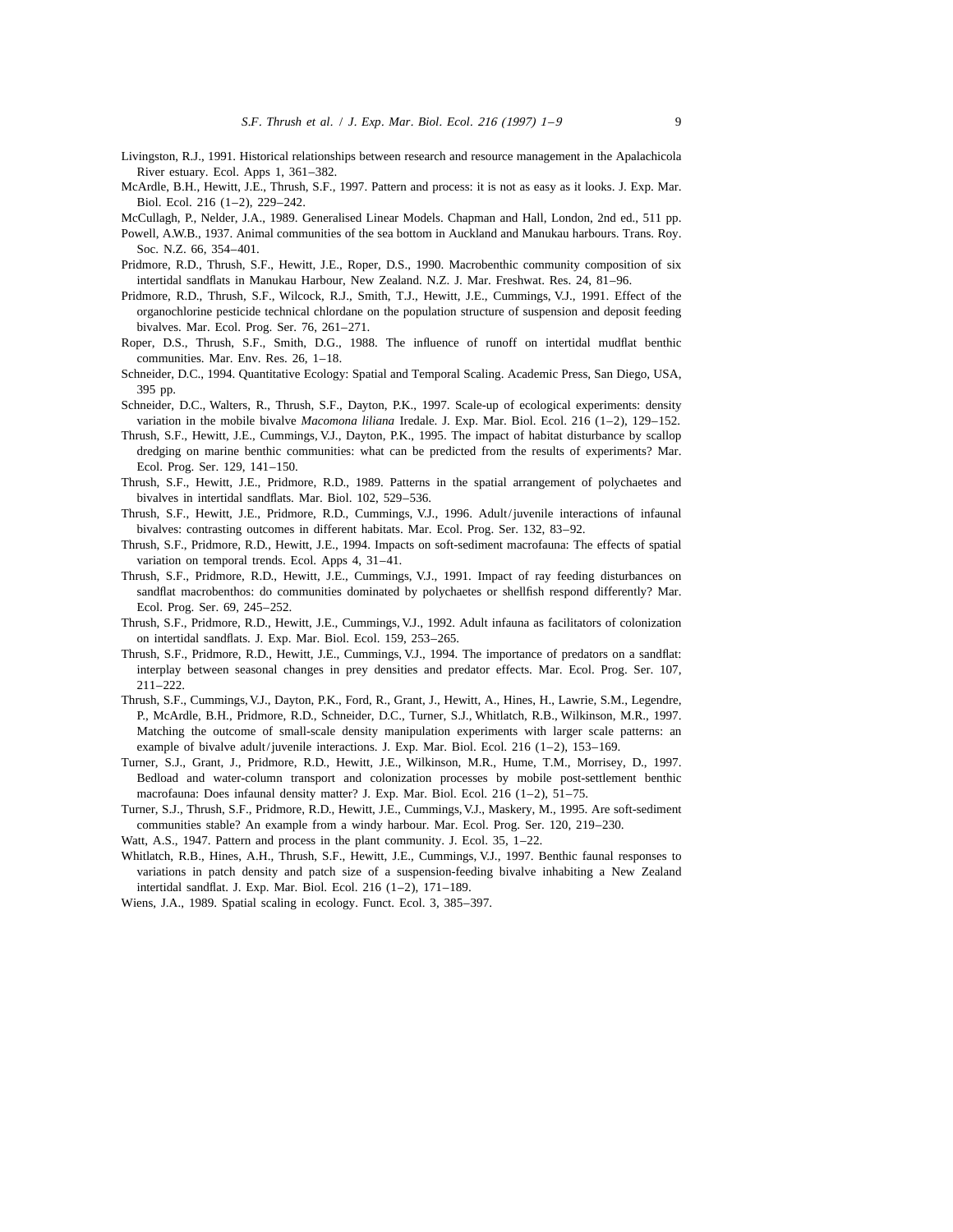Livingston, R.J., 1991. Historical relationships between research and resource management in the Apalachicola River estuary. Ecol. Apps 1, 361–382.

McArdle, B.H., Hewitt, J.E., Thrush, S.F., 1997. Pattern and process: it is not as easy as it looks. J. Exp. Mar. Biol. Ecol. 216 (1–2), 229–242.

McCullagh, P., Nelder, J.A., 1989. Generalised Linear Models. Chapman and Hall, London, 2nd ed., 511 pp.

Powell, A.W.B., 1937. Animal communities of the sea bottom in Auckland and Manukau harbours. Trans. Roy. Soc. N.Z. 66, 354–401.

Pridmore, R.D., Thrush, S.F., Hewitt, J.E., Roper, D.S., 1990. Macrobenthic community composition of six intertidal sandflats in Manukau Harbour, New Zealand. N.Z. J. Mar. Freshwat. Res. 24, 81–96.

Pridmore, R.D., Thrush, S.F., Wilcock, R.J., Smith, T.J., Hewitt, J.E., Cummings, V.J., 1991. Effect of the organochlorine pesticide technical chlordane on the population structure of suspension and deposit feeding bivalves. Mar. Ecol. Prog. Ser. 76, 261–271.

Roper, D.S., Thrush, S.F., Smith, D.G., 1988. The influence of runoff on intertidal mudflat benthic communities. Mar. Env. Res. 26, 1–18.

Schneider, D.C., 1994. Quantitative Ecology: Spatial and Temporal Scaling. Academic Press, San Diego, USA, 395 pp.

Schneider, D.C., Walters, R., Thrush, S.F., Dayton, P.K., 1997. Scale-up of ecological experiments: density variation in the mobile bivalve *Macomona liliana* Iredale. J. Exp. Mar. Biol. Ecol. 216 (1–2), 129–152.

Thrush, S.F., Hewitt, J.E., Cummings, V.J., Dayton, P.K., 1995. The impact of habitat disturbance by scallop dredging on marine benthic communities: what can be predicted from the results of experiments? Mar. Ecol. Prog. Ser. 129, 141–150.

Thrush, S.F., Hewitt, J.E., Pridmore, R.D., 1989. Patterns in the spatial arrangement of polychaetes and bivalves in intertidal sandflats. Mar. Biol. 102, 529–536.

Thrush, S.F., Hewitt, J.E., Pridmore, R.D., Cummings, V.J., 1996. Adult/juvenile interactions of infaunal bivalves: contrasting outcomes in different habitats. Mar. Ecol. Prog. Ser. 132, 83–92.

Thrush, S.F., Pridmore, R.D., Hewitt, J.E., 1994. Impacts on soft-sediment macrofauna: The effects of spatial variation on temporal trends. Ecol. Apps 4, 31–41.

Thrush, S.F., Pridmore, R.D., Hewitt, J.E., Cummings, V.J., 1991. Impact of ray feeding disturbances on sandflat macrobenthos: do communities dominated by polychaetes or shellfish respond differently? Mar. Ecol. Prog. Ser. 69, 245–252.

Thrush, S.F., Pridmore, R.D., Hewitt, J.E., Cummings, V.J., 1992. Adult infauna as facilitators of colonization on intertidal sandflats. J. Exp. Mar. Biol. Ecol. 159, 253–265.

Thrush, S.F., Pridmore, R.D., Hewitt, J.E., Cummings, V.J., 1994. The importance of predators on a sandflat: interplay between seasonal changes in prey densities and predator effects. Mar. Ecol. Prog. Ser. 107, 211–222.

Thrush, S.F., Cummings, V.J., Dayton, P.K., Ford, R., Grant, J., Hewitt, A., Hines, H., Lawrie, S.M., Legendre, P., McArdle, B.H., Pridmore, R.D., Schneider, D.C., Turner, S.J., Whitlatch, R.B., Wilkinson, M.R., 1997. Matching the outcome of small-scale density manipulation experiments with larger scale patterns: an example of bivalve adult/juvenile interactions. J. Exp. Mar. Biol. Ecol. 216 (1–2), 153–169.

Turner, S.J., Grant, J., Pridmore, R.D., Hewitt, J.E., Wilkinson, M.R., Hume, T.M., Morrisey, D., 1997. Bedload and water-column transport and colonization processes by mobile post-settlement benthic macrofauna: Does infaunal density matter? J. Exp. Mar. Biol. Ecol. 216 (1–2), 51–75.

Turner, S.J., Thrush, S.F., Pridmore, R.D., Hewitt, J.E., Cummings, V.J., Maskery, M., 1995. Are soft-sediment communities stable? An example from a windy harbour. Mar. Ecol. Prog. Ser. 120, 219–230.

Watt, A.S., 1947. Pattern and process in the plant community. J. Ecol. 35, 1–22.

Whitlatch, R.B., Hines, A.H., Thrush, S.F., Hewitt, J.E., Cummings, V.J., 1997. Benthic faunal responses to variations in patch density and patch size of a suspension-feeding bivalve inhabiting a New Zealand intertidal sandflat. J. Exp. Mar. Biol. Ecol. 216 (1–2), 171–189.

Wiens, J.A., 1989. Spatial scaling in ecology. Funct. Ecol. 3, 385–397.